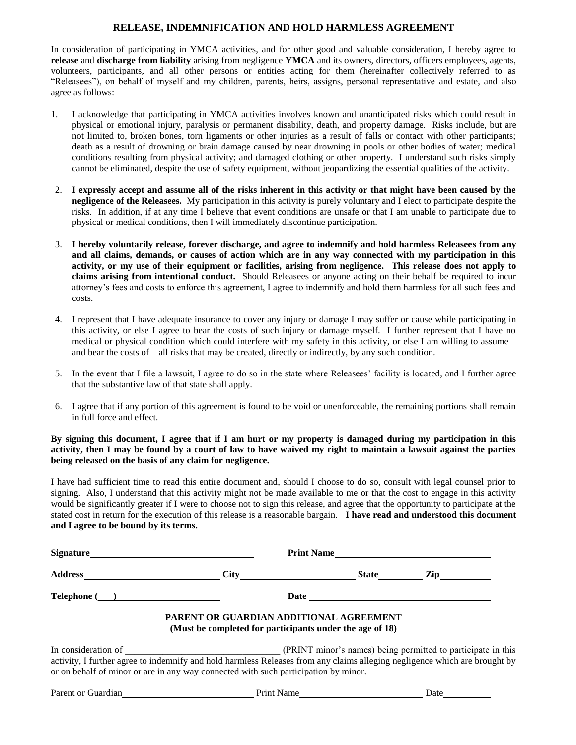# RELEASE, INDEMNIFICATION AND HOLD HARMLESS AGREEMENT

In consideration of participating in YMCA activities, and for other good and valuable consideration, I hereby agree to **release** and **discharge from liability** arising from negligence **YMCA** and its owners, directors, officers employees, agents, volunteers, participants, and all other persons or entities acting for them (hereinafter collectively referred to as "Releasees"), on behalf of myself and my children, parents, heirs, assigns, personal representative and estate, and also agree as follows:

1. I acknowledge that participating in YMCA activities involves known and unanticipated risks which could result in physical or emotional injury, paralysis or permanent disability, death, and property damage. Risks include, but are not limited to, broken bones, torn ligaments or other injuries as a result of falls or contact with other participants; death as a result of drowning or brain damage caused by near drowning in pools or other bodies of water; medical conditions resulting from physical activity; and damaged clothing or other property. I understand such risks simply cannot be eliminated, despite the use of safety equipment, without jeopardizing the essential qualities of the activity.

2. **I expressly accept and assume all of the risks inherent in this activity or that might have been caused by the negligence of the Releasees.** My participation in this activity is purely voluntary and I elect to participate despite the risks. In addition, if at any time I believe that event conditions are unsafe or that I am unable to participate due to physical or medical conditions, then I will immediately discontinue participation.

3. **I hereby voluntarily release, forever discharge, and agree to indemnify and hold harmless Releasees from any and all claims, demands, or causes of action which are in any way connected with my participation in this activity, or my use of their equipment or facilities, arising from negligence. This release does not apply to claims arising from intentional conduct.** Should Releasees or anyone acting on their behalf be required to incur attorney's fees and costs to enforce this agreement, I agree to indemnify and hold them harmless for all such fees and costs.

4. I represent that I have adequate insurance to cover any injury or damage I may suffer or cause while participating in this activity, or else I agree to bear the costs of such injury or damage myself. I further represent that I have no medical or physical condition which could interfere with my safety in this activity, or else I am willing to assume – and bear the costs of – all risks that may be created, directly or indirectly, by any such condition.

5. In the event that I file a lawsuit, I agree to do so in the state where Releasees' facility is located, and I further agree that the substantive law of that state shall apply.

6. I agree that if any portion of this agreement is found to be void or unenforceable, the remaining portions shall remain in full force and effect.

**By signing this document, I agree that if I am hurt or my property is damaged during my participation in this activity, then I may be found by a court of law to have waived my right to maintain a lawsuit against the parties being released on the basis of any claim for negligence.**

I have had sufficient time to read this entire document and, should I choose to do so, consult with legal counsel prior to signing. Also, I understand that this activity might not be made available to me or that the cost to engage in this activity would be significantly greater if I were to choose not to sign this release, and agree that the opportunity to participate at the stated cost in return for the execution of this release is a reasonable bargain. **I have read and understood this document and I agree to be bound by its terms.**

**Signature**\_\_\_\_\_\_\_\_\_\_\_\_\_\_\_\_\_\_\_\_\_\_\_\_\_\_\_\_ **Print Name**\_\_\_\_\_\_\_\_\_\_\_\_\_\_\_\_\_\_\_\_\_\_\_\_\_\_\_\_

**Address**\_\_\_\_\_\_\_\_\_\_\_\_\_\_\_\_\_\_\_\_\_\_\_\_ **City**\_\_\_\_\_\_\_\_\_\_\_\_\_\_\_\_\_\_\_\_ **State**\_\_\_\_\_\_\_\_ **Zip**\_\_\_\_\_\_\_\_

**Telephone (\_\_\_)**\_\_\_\_\_\_\_\_\_\_\_\_\_\_\_\_\_\_\_\_ **Date** \_\_\_\_\_\_\_\_\_\_\_\_\_\_\_\_\_\_\_\_\_\_\_\_\_\_\_\_

## PARENT OR GUARDIAN ADDITIONAL AGREEMENT

**(Must be completed for participants under the age of 18)**

In consideration of \_\_\_\_\_\_\_\_\_\_\_\_\_\_\_\_\_\_\_\_\_\_\_\_\_\_\_\_ (PRINT minor's names) being permitted to participate in this activity, I further agree to indemnify and hold harmless Releases from any claims alleging negligence which are brought by or on behalf of minor or are in any way connected with such participation by minor.

Parent or Guardian\_\_\_\_\_\_\_\_\_\_\_\_\_\_\_\_\_\_\_\_\_\_\_\_ Print Name\_\_\_\_\_\_\_\_\_\_\_\_\_\_\_\_\_\_\_\_\_\_\_\_ Date\_\_\_\_\_\_\_\_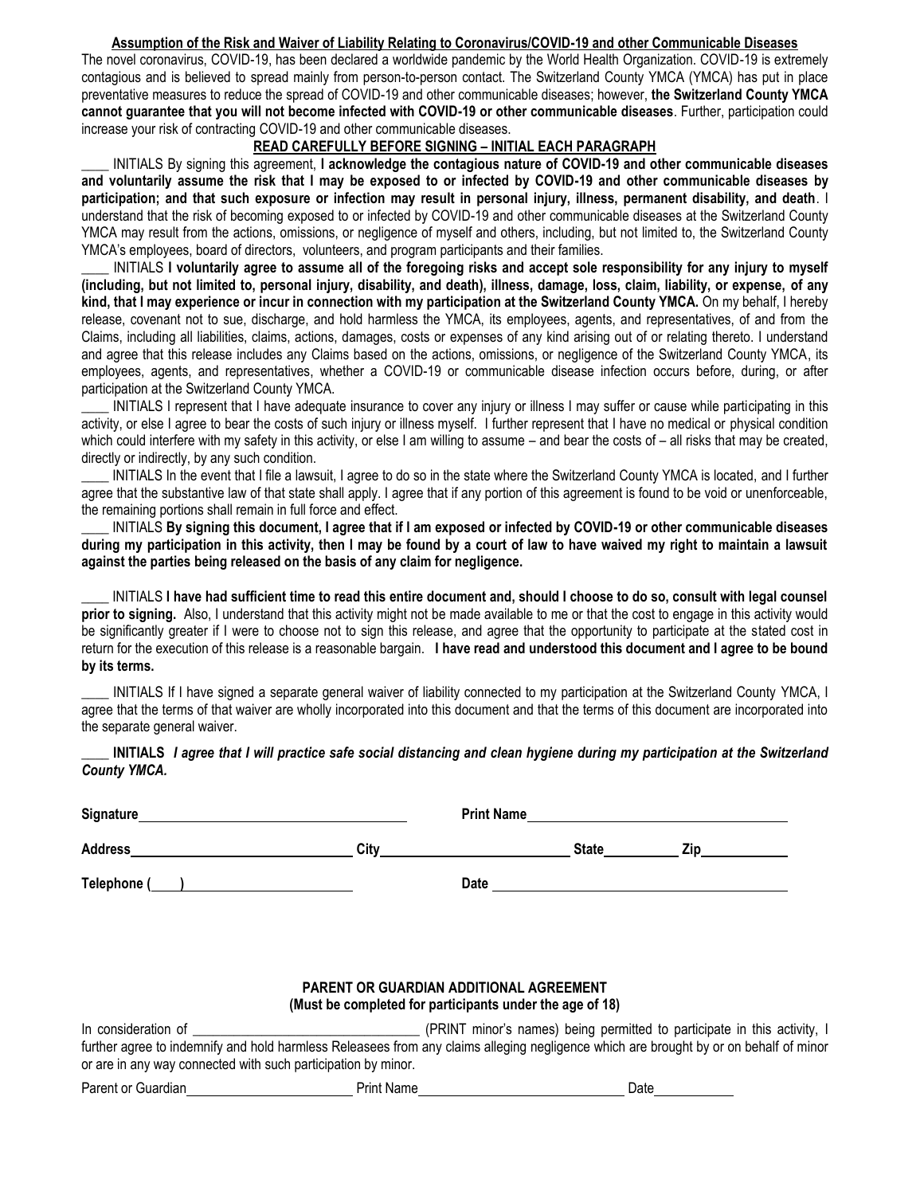**Assumption of the Risk and Waiver of Liability Relating to Coronavirus/COVID-19 and other Communicable Diseases**

The novel coronavirus, COVID-19, has been declared a worldwide pandemic by the World Health Organization. COVID-19 is extremely contagious and is believed to spread mainly from person-to-person contact. The Switzerland County YMCA (YMCA) has put in place preventative measures to reduce the spread of COVID-19 and other communicable diseases; however, **the Switzerland County YMCA cannot guarantee that you will not become infected with COVID-19 or other communicable diseases**. Further, participation could increase your risk of contracting COVID-19 and other communicable diseases.

**READ CAREFULLY BEFORE SIGNING – INITIAL EACH PARAGRAPH**

____ INITIALS By signing this agreement, **I acknowledge the contagious nature of COVID-19 and other communicable diseases and voluntarily assume the risk that I may be exposed to or infected by COVID-19 and other communicable diseases by participation; and that such exposure or infection may result in personal injury, illness, permanent disability, and death**. I understand that the risk of becoming exposed to or infected by COVID-19 and other communicable diseases at the Switzerland County YMCA may result from the actions, omissions, or negligence of myself and others, including, but not limited to, the Switzerland County YMCA's employees, board of directors, volunteers, and program participants and their families.

____ INITIALS **I voluntarily agree to assume all of the foregoing risks and accept sole responsibility for any injury to myself (including, but not limited to, personal injury, disability, and death), illness, damage, loss, claim, liability, or expense, of any kind, that I may experience or incur in connection with my participation at the Switzerland County YMCA.** On my behalf, I hereby release, covenant not to sue, discharge, and hold harmless the YMCA, its employees, agents, and representatives, of and from the Claims, including all liabilities, claims, actions, damages, costs or expenses of any kind arising out of or relating thereto. I understand and agree that this release includes any Claims based on the actions, omissions, or negligence of the Switzerland County YMCA, its employees, agents, and representatives, whether a COVID-19 or communicable disease infection occurs before, during, or after participation at the Switzerland County YMCA.

____ INITIALS I represent that I have adequate insurance to cover any injury or illness I may suffer or cause while participating in this activity, or else I agree to bear the costs of such injury or illness myself. I further represent that I have no medical or physical condition which could interfere with my safety in this activity, or else I am willing to assume – and bear the costs of – all risks that may be created, directly or indirectly, by any such condition.

____ INITIALS In the event that I file a lawsuit, I agree to do so in the state where the Switzerland County YMCA is located, and I further agree that the substantive law of that state shall apply. I agree that if any portion of this agreement is found to be void or unenforceable, the remaining portions shall remain in full force and effect.

____ INITIALS **By signing this document, I agree that if I am exposed or infected by COVID-19 or other communicable diseases during my participation in this activity, then I may be found by a court of law to have waived my right to maintain a lawsuit against the parties being released on the basis of any claim for negligence.**

____ INITIALS **I have had sufficient time to read this entire document and, should I choose to do so, consult with legal counsel prior to signing.** Also, I understand that this activity might not be made available to me or that the cost to engage in this activity would be significantly greater if I were to choose not to sign this release, and agree that the opportunity to participate at the stated cost in return for the execution of this release is a reasonable bargain. **I have read and understood this document and I agree to be bound by its terms.**

____ INITIALS If I have signed a separate general waiver of liability connected to my participation at the Switzerland County YMCA, I agree that the terms of that waiver are wholly incorporated into this document and that the terms of this document are incorporated into the separate general waiver.

____ **INITIALS** ***I agree that I will practice safe social distancing and clean hygiene during my participation at the Switzerland County YMCA.***

**Signature** ____________________ **Print Name** ____________________

**Address** ____________________ **City** ____________________ **State** __________ **Zip** __________

**Telephone (** ____ **)** ____________________ **Date** ____________________

**PARENT OR GUARDIAN ADDITIONAL AGREEMENT**
**(Must be completed for participants under the age of 18)**

In consideration of ______________________________ (PRINT minor's names) being permitted to participate in this activity, I further agree to indemnify and hold harmless Releasees from any claims alleging negligence which are brought by or on behalf of minor or are in any way connected with such participation by minor.

Parent or Guardian ____________________ Print Name ____________________ Date __________